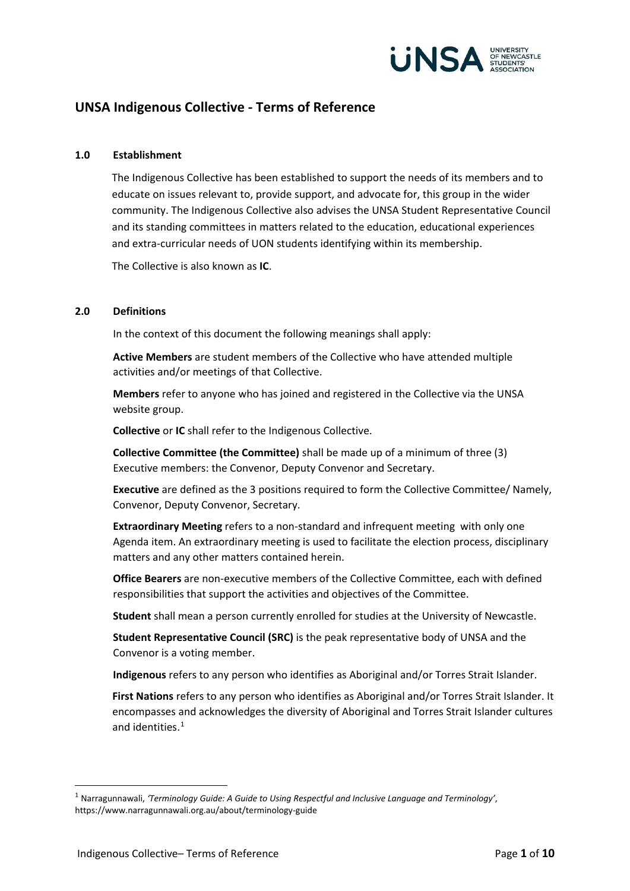# UNSA Indigenous Collective - Terms of Reference

## 1.0 Establishment

The Indigenous Collective has been established to support the needs of its members and to educate on issues relevant to, provide support, and advocate for, this group in the wider community. The Indigenous Collective also advises the UNSA Student Representative Council and its standing committees in matters related to the education, educational experiences and extra-curricular needs of UON students identifying within its membership.

The Collective is also known as **IC**.

## 2.0 Definitions

In the context of this document the following meanings shall apply:

**Active Members** are student members of the Collective who have attended multiple activities and/or meetings of that Collective.

**Members** refer to anyone who has joined and registered in the Collective via the UNSA website group.

**Collective** or **IC** shall refer to the Indigenous Collective.

**Collective Committee (the Committee)** shall be made up of a minimum of three (3) Executive members: the Convenor, Deputy Convenor and Secretary.

**Executive** are defined as the 3 positions required to form the Collective Committee/ Namely, Convenor, Deputy Convenor, Secretary.

**Extraordinary Meeting** refers to a non-standard and infrequent meeting with only one Agenda item. An extraordinary meeting is used to facilitate the election process, disciplinary matters and any other matters contained herein.

**Office Bearers** are non-executive members of the Collective Committee, each with defined responsibilities that support the activities and objectives of the Committee.

**Student** shall mean a person currently enrolled for studies at the University of Newcastle.

**Student Representative Council (SRC)** is the peak representative body of UNSA and the Convenor is a voting member.

**Indigenous** refers to any person who identifies as Aboriginal and/or Torres Strait Islander.

**First Nations** refers to any person who identifies as Aboriginal and/or Torres Strait Islander. It encompasses and acknowledges the diversity of Aboriginal and Torres Strait Islander cultures and identities.[1]

---

[1] Narragunnawali, *'Terminology Guide: A Guide to Using Respectful and Inclusive Language and Terminology'*, https://www.narragunnawali.org.au/about/terminology-guide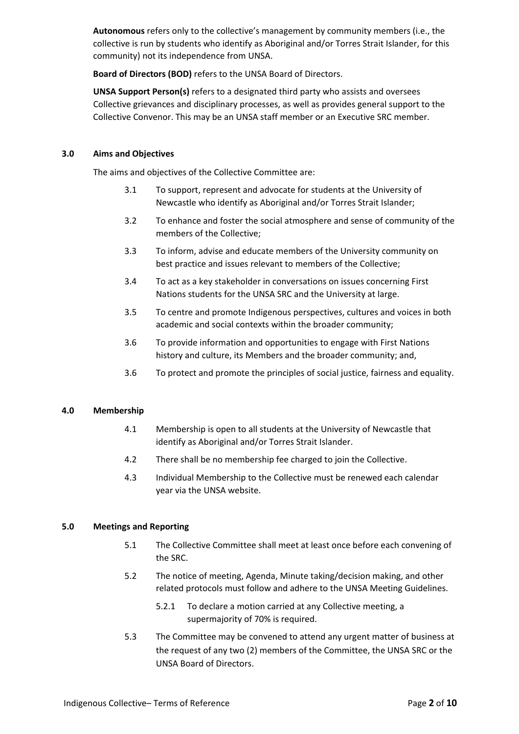**Autonomous** refers only to the collective's management by community members (i.e., the collective is run by students who identify as Aboriginal and/or Torres Strait Islander, for this community) not its independence from UNSA.

**Board of Directors (BOD)** refers to the UNSA Board of Directors.

**UNSA Support Person(s)** refers to a designated third party who assists and oversees Collective grievances and disciplinary processes, as well as provides general support to the Collective Convenor. This may be an UNSA staff member or an Executive SRC member.

## 3.0 Aims and Objectives

The aims and objectives of the Collective Committee are:

3.1 To support, represent and advocate for students at the University of Newcastle who identify as Aboriginal and/or Torres Strait Islander;

3.2 To enhance and foster the social atmosphere and sense of community of the members of the Collective;

3.3 To inform, advise and educate members of the University community on best practice and issues relevant to members of the Collective;

3.4 To act as a key stakeholder in conversations on issues concerning First Nations students for the UNSA SRC and the University at large.

3.5 To centre and promote Indigenous perspectives, cultures and voices in both academic and social contexts within the broader community;

3.6 To provide information and opportunities to engage with First Nations history and culture, its Members and the broader community; and,

3.6 To protect and promote the principles of social justice, fairness and equality.

## 4.0 Membership

4.1 Membership is open to all students at the University of Newcastle that identify as Aboriginal and/or Torres Strait Islander.

4.2 There shall be no membership fee charged to join the Collective.

4.3 Individual Membership to the Collective must be renewed each calendar year via the UNSA website.

## 5.0 Meetings and Reporting

5.1 The Collective Committee shall meet at least once before each convening of the SRC.

5.2 The notice of meeting, Agenda, Minute taking/decision making, and other related protocols must follow and adhere to the UNSA Meeting Guidelines.

5.2.1 To declare a motion carried at any Collective meeting, a supermajority of 70% is required.

5.3 The Committee may be convened to attend any urgent matter of business at the request of any two (2) members of the Committee, the UNSA SRC or the UNSA Board of Directors.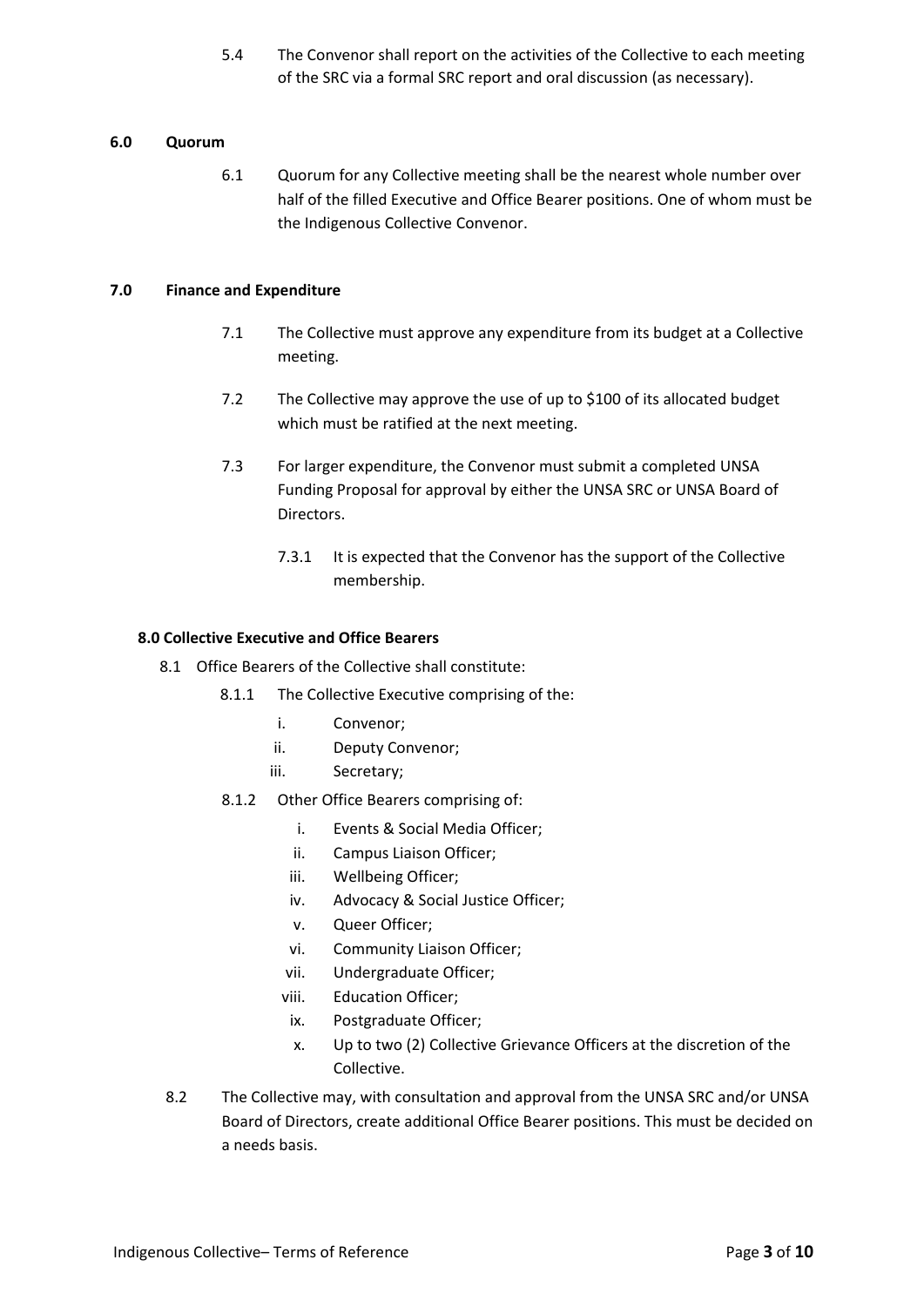5.4 The Convenor shall report on the activities of the Collective to each meeting of the SRC via a formal SRC report and oral discussion (as necessary).

## 6.0 Quorum

6.1 Quorum for any Collective meeting shall be the nearest whole number over half of the filled Executive and Office Bearer positions. One of whom must be the Indigenous Collective Convenor.

## 7.0 Finance and Expenditure

7.1 The Collective must approve any expenditure from its budget at a Collective meeting.

7.2 The Collective may approve the use of up to $100 of its allocated budget which must be ratified at the next meeting.

7.3 For larger expenditure, the Convenor must submit a completed UNSA Funding Proposal for approval by either the UNSA SRC or UNSA Board of Directors.

7.3.1 It is expected that the Convenor has the support of the Collective membership.

## 8.0 Collective Executive and Office Bearers

8.1 Office Bearers of the Collective shall constitute:

8.1.1 The Collective Executive comprising of the:

- i. Convenor;
- ii. Deputy Convenor;
- iii. Secretary;

8.1.2 Other Office Bearers comprising of:

- i. Events & Social Media Officer;
- ii. Campus Liaison Officer;
- iii. Wellbeing Officer;
- iv. Advocacy & Social Justice Officer;
- v. Queer Officer;
- vi. Community Liaison Officer;
- vii. Undergraduate Officer;
- viii. Education Officer;
- ix. Postgraduate Officer;
- x. Up to two (2) Collective Grievance Officers at the discretion of the Collective.

8.2 The Collective may, with consultation and approval from the UNSA SRC and/or UNSA Board of Directors, create additional Office Bearer positions. This must be decided on a needs basis.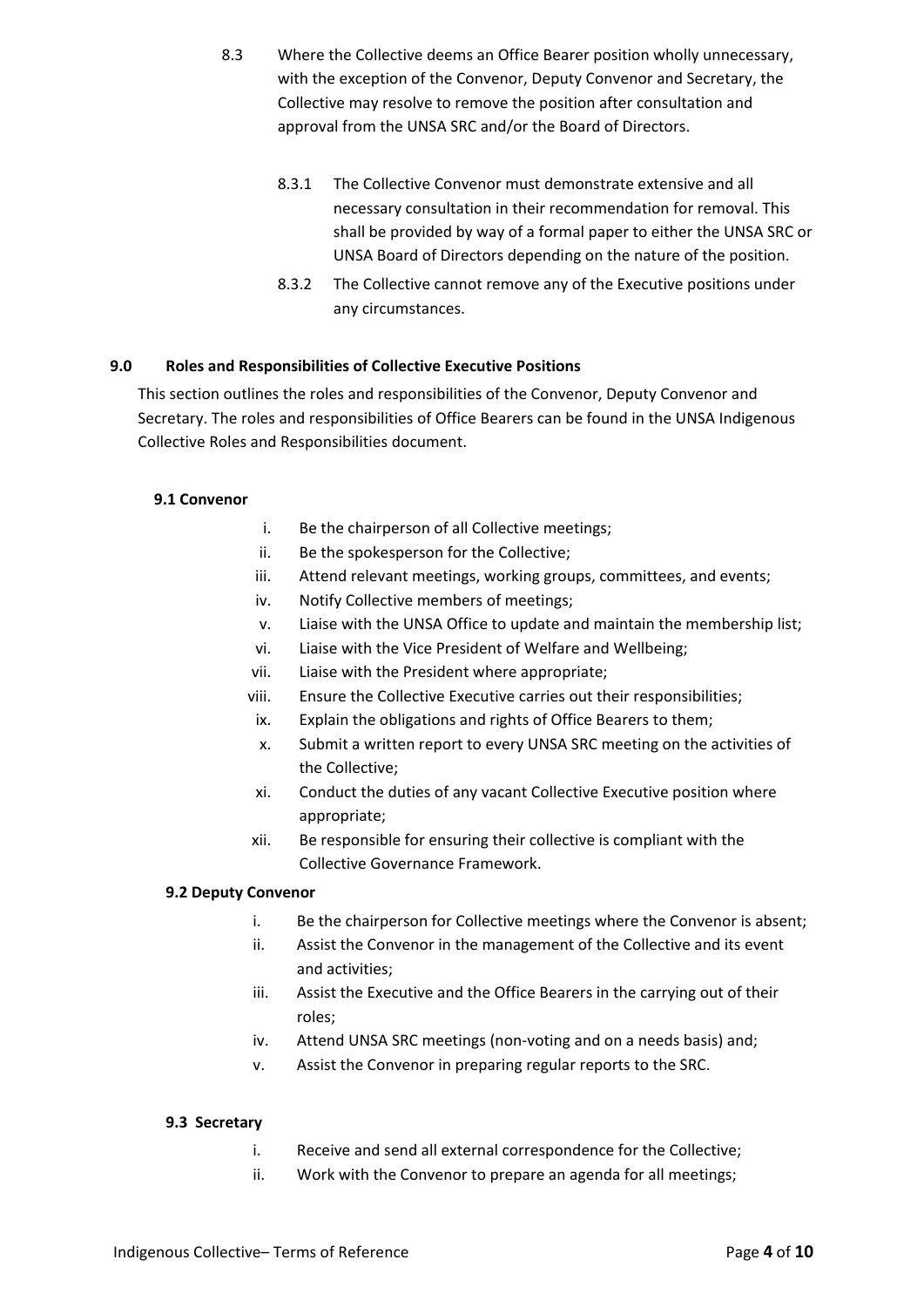8.3 Where the Collective deems an Office Bearer position wholly unnecessary, with the exception of the Convenor, Deputy Convenor and Secretary, the Collective may resolve to remove the position after consultation and approval from the UNSA SRC and/or the Board of Directors.

8.3.1 The Collective Convenor must demonstrate extensive and all necessary consultation in their recommendation for removal. This shall be provided by way of a formal paper to either the UNSA SRC or UNSA Board of Directors depending on the nature of the position.

8.3.2 The Collective cannot remove any of the Executive positions under any circumstances.

## 9.0 Roles and Responsibilities of Collective Executive Positions

This section outlines the roles and responsibilities of the Convenor, Deputy Convenor and Secretary. The roles and responsibilities of Office Bearers can be found in the UNSA Indigenous Collective Roles and Responsibilities document.

### 9.1 Convenor

i. Be the chairperson of all Collective meetings;
ii. Be the spokesperson for the Collective;
iii. Attend relevant meetings, working groups, committees, and events;
iv. Notify Collective members of meetings;
v. Liaise with the UNSA Office to update and maintain the membership list;
vi. Liaise with the Vice President of Welfare and Wellbeing;
vii. Liaise with the President where appropriate;
viii. Ensure the Collective Executive carries out their responsibilities;
ix. Explain the obligations and rights of Office Bearers to them;
x. Submit a written report to every UNSA SRC meeting on the activities of the Collective;
xi. Conduct the duties of any vacant Collective Executive position where appropriate;
xii. Be responsible for ensuring their collective is compliant with the Collective Governance Framework.

### 9.2 Deputy Convenor

i. Be the chairperson for Collective meetings where the Convenor is absent;
ii. Assist the Convenor in the management of the Collective and its event and activities;
iii. Assist the Executive and the Office Bearers in the carrying out of their roles;
iv. Attend UNSA SRC meetings (non-voting and on a needs basis) and;
v. Assist the Convenor in preparing regular reports to the SRC.

### 9.3 Secretary

i. Receive and send all external correspondence for the Collective;
ii. Work with the Convenor to prepare an agenda for all meetings;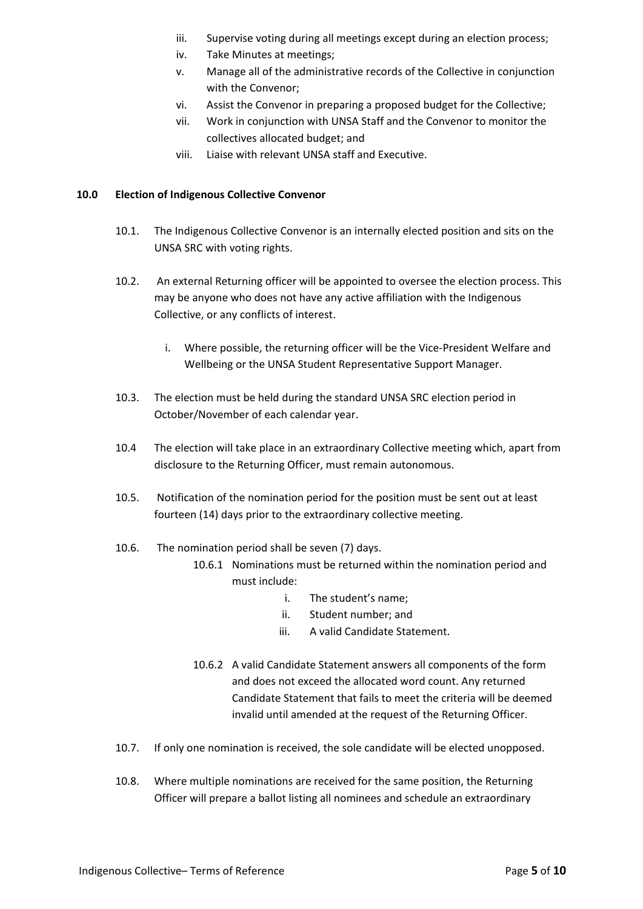iii. Supervise voting during all meetings except during an election process;
iv. Take Minutes at meetings;
v. Manage all of the administrative records of the Collective in conjunction with the Convenor;
vi. Assist the Convenor in preparing a proposed budget for the Collective;
vii. Work in conjunction with UNSA Staff and the Convenor to monitor the collectives allocated budget; and
viii. Liaise with relevant UNSA staff and Executive.

**10.0 Election of Indigenous Collective Convenor**

10.1. The Indigenous Collective Convenor is an internally elected position and sits on the UNSA SRC with voting rights.

10.2. An external Returning officer will be appointed to oversee the election process. This may be anyone who does not have any active affiliation with the Indigenous Collective, or any conflicts of interest.

  i. Where possible, the returning officer will be the Vice-President Welfare and Wellbeing or the UNSA Student Representative Support Manager.

10.3. The election must be held during the standard UNSA SRC election period in October/November of each calendar year.

10.4 The election will take place in an extraordinary Collective meeting which, apart from disclosure to the Returning Officer, must remain autonomous.

10.5. Notification of the nomination period for the position must be sent out at least fourteen (14) days prior to the extraordinary collective meeting.

10.6. The nomination period shall be seven (7) days.

  10.6.1 Nominations must be returned within the nomination period and must include:

    i. The student's name;
    ii. Student number; and
    iii. A valid Candidate Statement.

  10.6.2 A valid Candidate Statement answers all components of the form and does not exceed the allocated word count. Any returned Candidate Statement that fails to meet the criteria will be deemed invalid until amended at the request of the Returning Officer.

10.7. If only one nomination is received, the sole candidate will be elected unopposed.

10.8. Where multiple nominations are received for the same position, the Returning Officer will prepare a ballot listing all nominees and schedule an extraordinary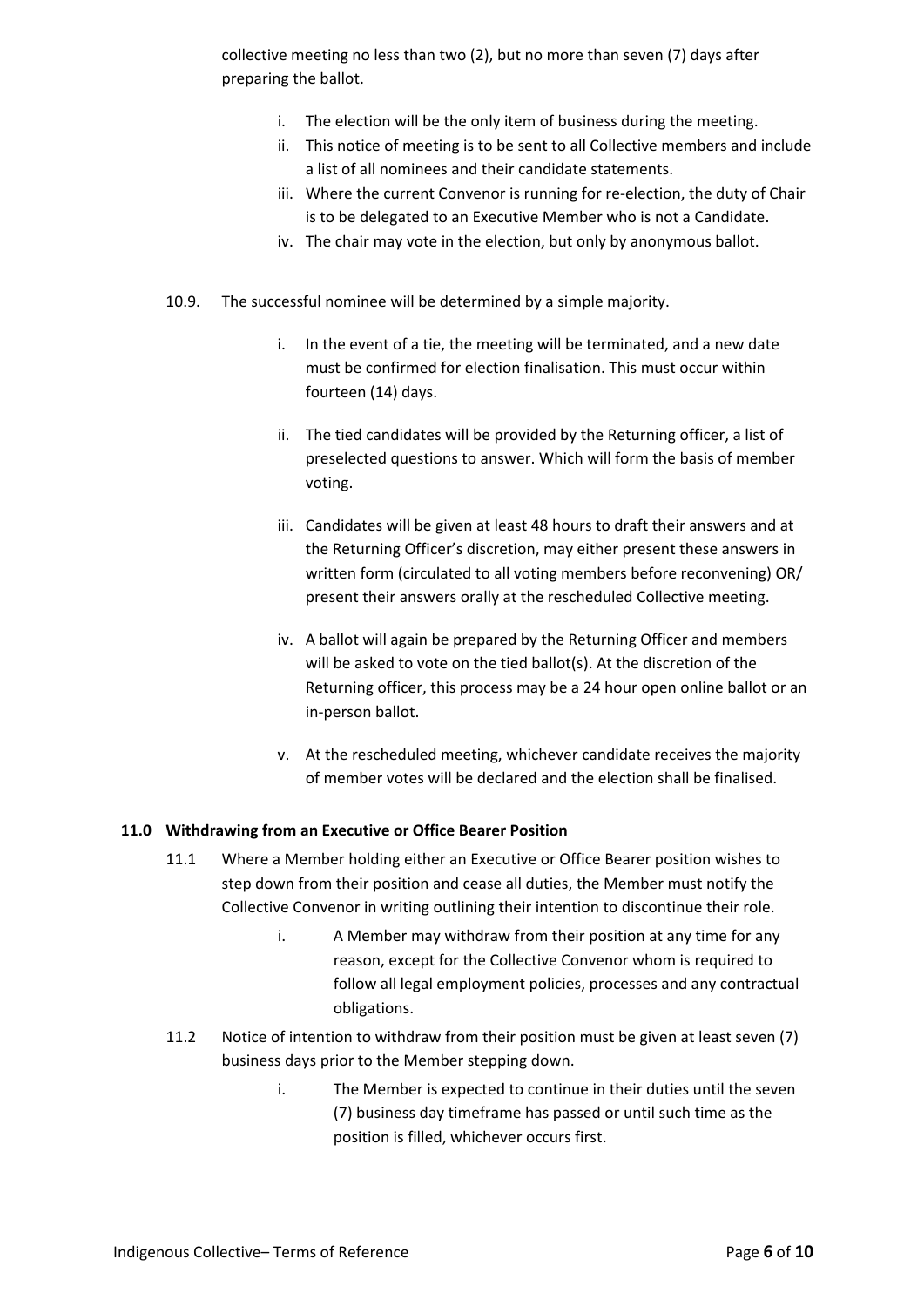collective meeting no less than two (2), but no more than seven (7) days after preparing the ballot.

i. The election will be the only item of business during the meeting.
ii. This notice of meeting is to be sent to all Collective members and include a list of all nominees and their candidate statements.
iii. Where the current Convenor is running for re-election, the duty of Chair is to be delegated to an Executive Member who is not a Candidate.
iv. The chair may vote in the election, but only by anonymous ballot.

10.9. The successful nominee will be determined by a simple majority.

i. In the event of a tie, the meeting will be terminated, and a new date must be confirmed for election finalisation. This must occur within fourteen (14) days.

ii. The tied candidates will be provided by the Returning officer, a list of preselected questions to answer. Which will form the basis of member voting.

iii. Candidates will be given at least 48 hours to draft their answers and at the Returning Officer's discretion, may either present these answers in written form (circulated to all voting members before reconvening) OR/ present their answers orally at the rescheduled Collective meeting.

iv. A ballot will again be prepared by the Returning Officer and members will be asked to vote on the tied ballot(s). At the discretion of the Returning officer, this process may be a 24 hour open online ballot or an in-person ballot.

v. At the rescheduled meeting, whichever candidate receives the majority of member votes will be declared and the election shall be finalised.

### 11.0 Withdrawing from an Executive or Office Bearer Position

11.1 Where a Member holding either an Executive or Office Bearer position wishes to step down from their position and cease all duties, the Member must notify the Collective Convenor in writing outlining their intention to discontinue their role.

i. A Member may withdraw from their position at any time for any reason, except for the Collective Convenor whom is required to follow all legal employment policies, processes and any contractual obligations.

11.2 Notice of intention to withdraw from their position must be given at least seven (7) business days prior to the Member stepping down.

i. The Member is expected to continue in their duties until the seven (7) business day timeframe has passed or until such time as the position is filled, whichever occurs first.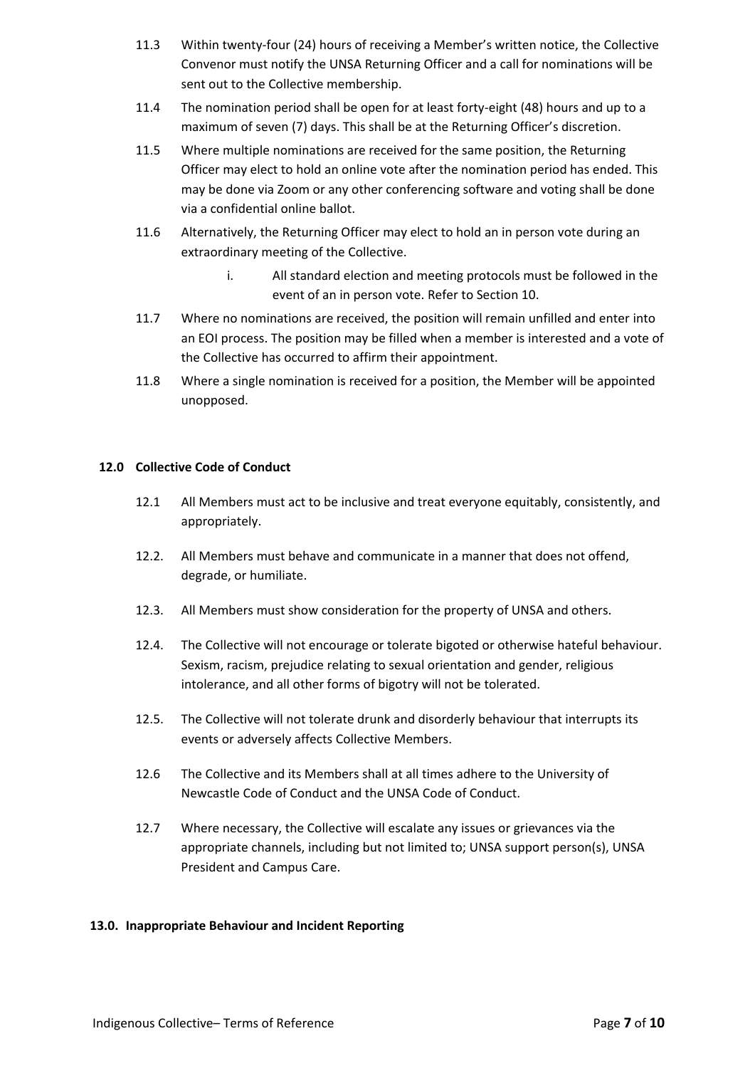11.3 Within twenty-four (24) hours of receiving a Member's written notice, the Collective Convenor must notify the UNSA Returning Officer and a call for nominations will be sent out to the Collective membership.

11.4 The nomination period shall be open for at least forty-eight (48) hours and up to a maximum of seven (7) days. This shall be at the Returning Officer's discretion.

11.5 Where multiple nominations are received for the same position, the Returning Officer may elect to hold an online vote after the nomination period has ended. This may be done via Zoom or any other conferencing software and voting shall be done via a confidential online ballot.

11.6 Alternatively, the Returning Officer may elect to hold an in person vote during an extraordinary meeting of the Collective.

i. All standard election and meeting protocols must be followed in the event of an in person vote. Refer to Section 10.

11.7 Where no nominations are received, the position will remain unfilled and enter into an EOI process. The position may be filled when a member is interested and a vote of the Collective has occurred to affirm their appointment.

11.8 Where a single nomination is received for a position, the Member will be appointed unopposed.

## 12.0 Collective Code of Conduct

12.1 All Members must act to be inclusive and treat everyone equitably, consistently, and appropriately.

12.2. All Members must behave and communicate in a manner that does not offend, degrade, or humiliate.

12.3. All Members must show consideration for the property of UNSA and others.

12.4. The Collective will not encourage or tolerate bigoted or otherwise hateful behaviour. Sexism, racism, prejudice relating to sexual orientation and gender, religious intolerance, and all other forms of bigotry will not be tolerated.

12.5. The Collective will not tolerate drunk and disorderly behaviour that interrupts its events or adversely affects Collective Members.

12.6 The Collective and its Members shall at all times adhere to the University of Newcastle Code of Conduct and the UNSA Code of Conduct.

12.7 Where necessary, the Collective will escalate any issues or grievances via the appropriate channels, including but not limited to; UNSA support person(s), UNSA President and Campus Care.

## 13.0. Inappropriate Behaviour and Incident Reporting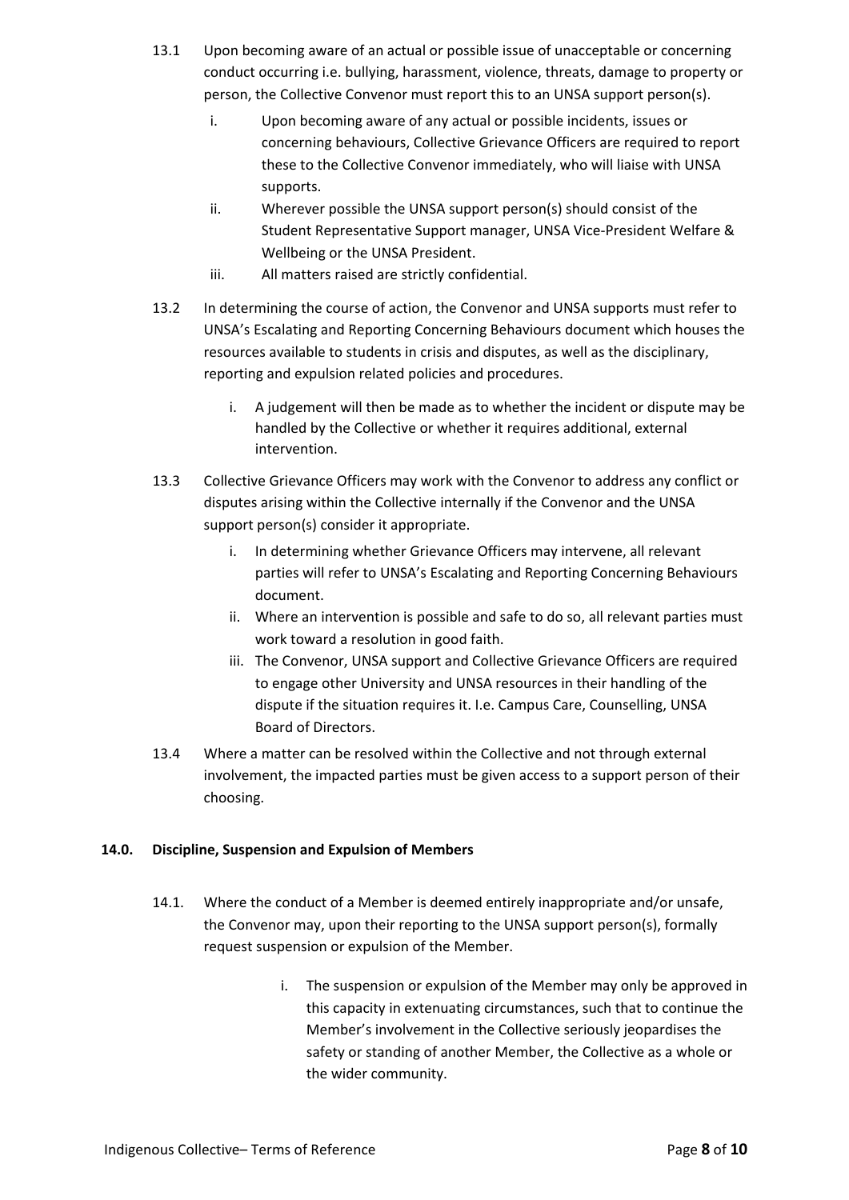13.1 Upon becoming aware of an actual or possible issue of unacceptable or concerning conduct occurring i.e. bullying, harassment, violence, threats, damage to property or person, the Collective Convenor must report this to an UNSA support person(s).

i. Upon becoming aware of any actual or possible incidents, issues or concerning behaviours, Collective Grievance Officers are required to report these to the Collective Convenor immediately, who will liaise with UNSA supports.

ii. Wherever possible the UNSA support person(s) should consist of the Student Representative Support manager, UNSA Vice-President Welfare & Wellbeing or the UNSA President.

iii. All matters raised are strictly confidential.

13.2 In determining the course of action, the Convenor and UNSA supports must refer to UNSA's Escalating and Reporting Concerning Behaviours document which houses the resources available to students in crisis and disputes, as well as the disciplinary, reporting and expulsion related policies and procedures.

i. A judgement will then be made as to whether the incident or dispute may be handled by the Collective or whether it requires additional, external intervention.

13.3 Collective Grievance Officers may work with the Convenor to address any conflict or disputes arising within the Collective internally if the Convenor and the UNSA support person(s) consider it appropriate.

i. In determining whether Grievance Officers may intervene, all relevant parties will refer to UNSA's Escalating and Reporting Concerning Behaviours document.

ii. Where an intervention is possible and safe to do so, all relevant parties must work toward a resolution in good faith.

iii. The Convenor, UNSA support and Collective Grievance Officers are required to engage other University and UNSA resources in their handling of the dispute if the situation requires it. I.e. Campus Care, Counselling, UNSA Board of Directors.

13.4 Where a matter can be resolved within the Collective and not through external involvement, the impacted parties must be given access to a support person of their choosing.

**14.0. Discipline, Suspension and Expulsion of Members**

14.1. Where the conduct of a Member is deemed entirely inappropriate and/or unsafe, the Convenor may, upon their reporting to the UNSA support person(s), formally request suspension or expulsion of the Member.

i. The suspension or expulsion of the Member may only be approved in this capacity in extenuating circumstances, such that to continue the Member's involvement in the Collective seriously jeopardises the safety or standing of another Member, the Collective as a whole or the wider community.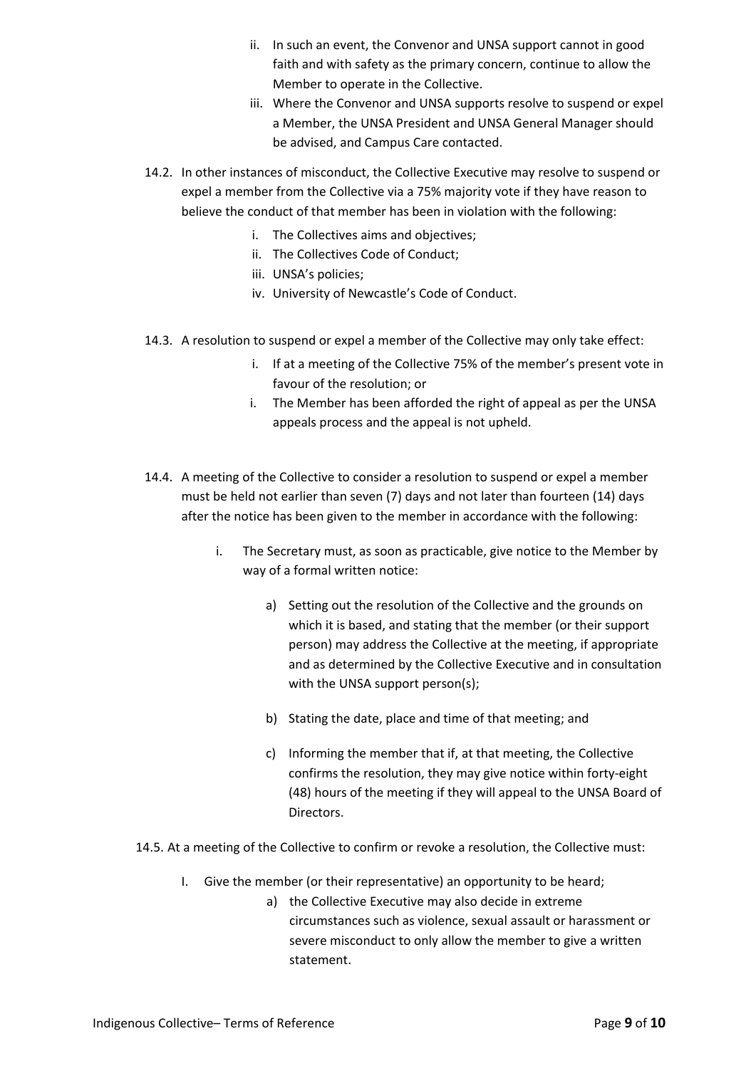ii. In such an event, the Convenor and UNSA support cannot in good faith and with safety as the primary concern, continue to allow the Member to operate in the Collective.

iii. Where the Convenor and UNSA supports resolve to suspend or expel a Member, the UNSA President and UNSA General Manager should be advised, and Campus Care contacted.

14.2. In other instances of misconduct, the Collective Executive may resolve to suspend or expel a member from the Collective via a 75% majority vote if they have reason to believe the conduct of that member has been in violation with the following:

i. The Collectives aims and objectives;
ii. The Collectives Code of Conduct;
iii. UNSA's policies;
iv. University of Newcastle's Code of Conduct.

14.3. A resolution to suspend or expel a member of the Collective may only take effect:

i. If at a meeting of the Collective 75% of the member's present vote in favour of the resolution; or
i. The Member has been afforded the right of appeal as per the UNSA appeals process and the appeal is not upheld.

14.4. A meeting of the Collective to consider a resolution to suspend or expel a member must be held not earlier than seven (7) days and not later than fourteen (14) days after the notice has been given to the member in accordance with the following:

i. The Secretary must, as soon as practicable, give notice to the Member by way of a formal written notice:

a) Setting out the resolution of the Collective and the grounds on which it is based, and stating that the member (or their support person) may address the Collective at the meeting, if appropriate and as determined by the Collective Executive and in consultation with the UNSA support person(s);

b) Stating the date, place and time of that meeting; and

c) Informing the member that if, at that meeting, the Collective confirms the resolution, they may give notice within forty-eight (48) hours of the meeting if they will appeal to the UNSA Board of Directors.

14.5. At a meeting of the Collective to confirm or revoke a resolution, the Collective must:

I. Give the member (or their representative) an opportunity to be heard;

a) the Collective Executive may also decide in extreme circumstances such as violence, sexual assault or harassment or severe misconduct to only allow the member to give a written statement.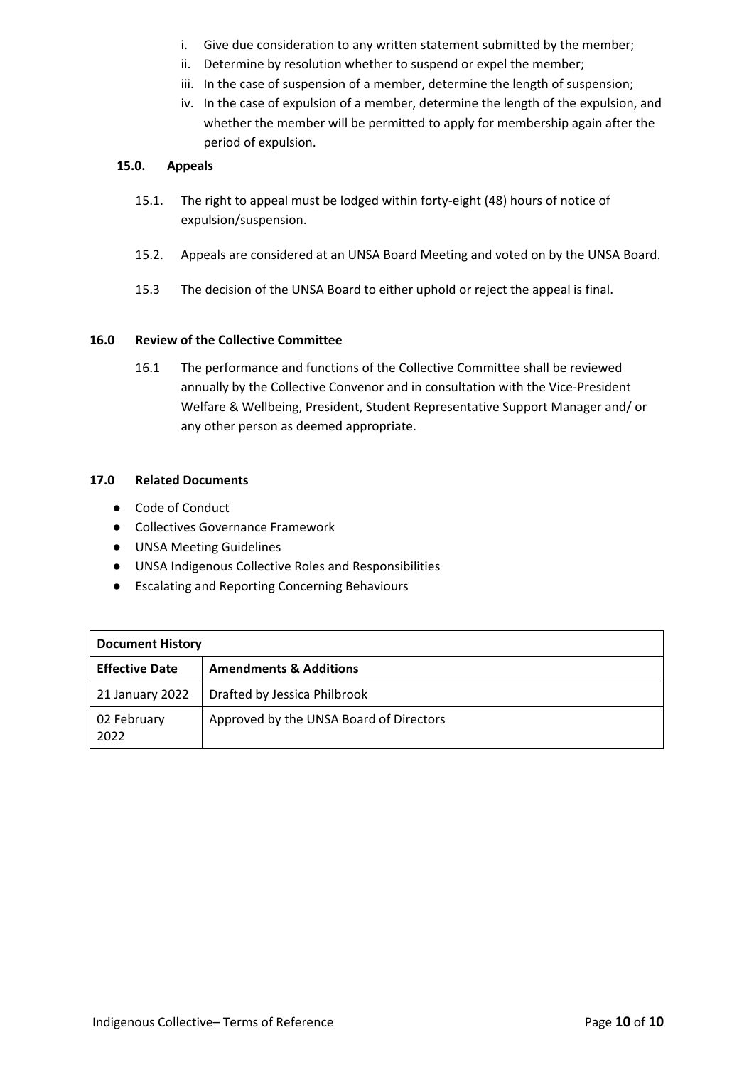i. Give due consideration to any written statement submitted by the member;
ii. Determine by resolution whether to suspend or expel the member;
iii. In the case of suspension of a member, determine the length of suspension;
iv. In the case of expulsion of a member, determine the length of the expulsion, and whether the member will be permitted to apply for membership again after the period of expulsion.

### 15.0. Appeals

15.1. The right to appeal must be lodged within forty-eight (48) hours of notice of expulsion/suspension.

15.2. Appeals are considered at an UNSA Board Meeting and voted on by the UNSA Board.

15.3 The decision of the UNSA Board to either uphold or reject the appeal is final.

## 16.0 Review of the Collective Committee

16.1 The performance and functions of the Collective Committee shall be reviewed annually by the Collective Convenor and in consultation with the Vice-President Welfare & Wellbeing, President, Student Representative Support Manager and/ or any other person as deemed appropriate.

## 17.0 Related Documents

- Code of Conduct
- Collectives Governance Framework
- UNSA Meeting Guidelines
- UNSA Indigenous Collective Roles and Responsibilities
- Escalating and Reporting Concerning Behaviours

| **Document History** | |
|---|---|
| **Effective Date** | **Amendments & Additions** |
| 21 January 2022 | Drafted by Jessica Philbrook |
| 02 February 2022 | Approved by the UNSA Board of Directors |